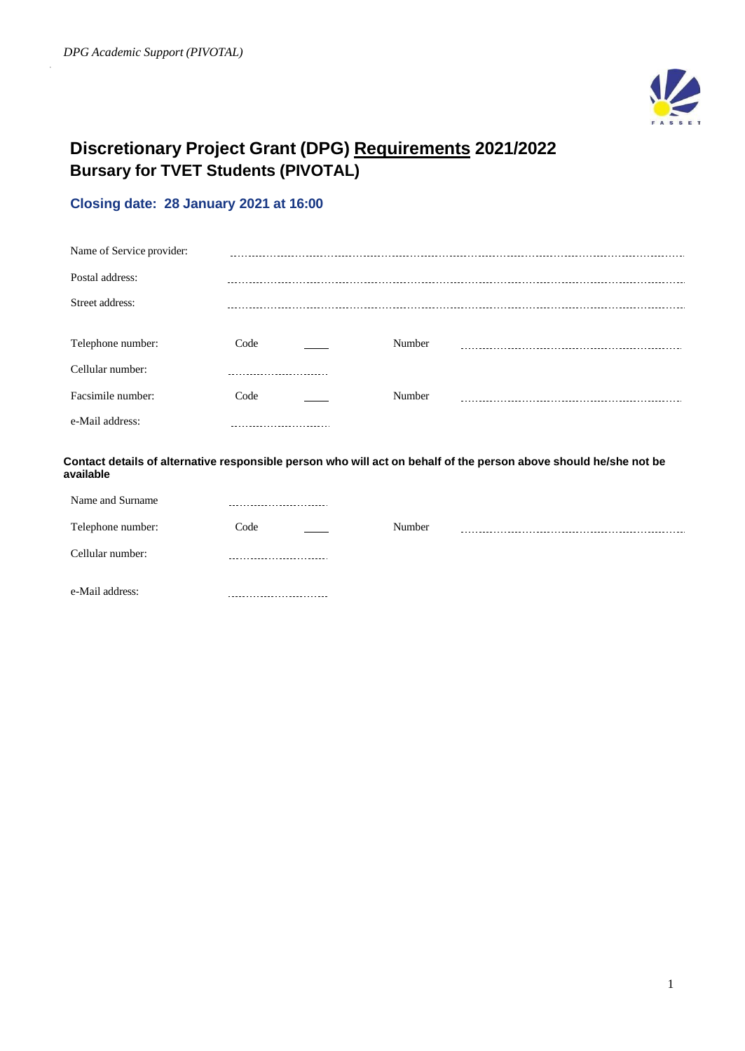# Discretionary Project Grant (DPG) Requirements 2021/2022

## Bursary for TVET Students (PIVOTAL)

### Closing date: 28 January 2021 at 16:00

| | | | | |
|---|---|---|---|---|
| Name of Service provider: | ........................................ | | | |
| Postal address: | ........................................ | | | |
| Street address: | ........................................ | | | |
| Telephone number: | Code | ____ | Number | ........................................ |
| Cellular number: | ........................... | | | |
| Facsimile number: | Code | ____ | Number | ........................................ |
| e-Mail address: | ........................... | | | |

**Contact details of alternative responsible person who will act on behalf of the person above should he/she not be available**

| | | | | |
|---|---|---|---|---|
| Name and Surname | ........................... | | | |
| Telephone number: | Code | ____ | Number | ........................................ |
| Cellular number: | ........................... | | | |
| e-Mail address: | ........................... | | | |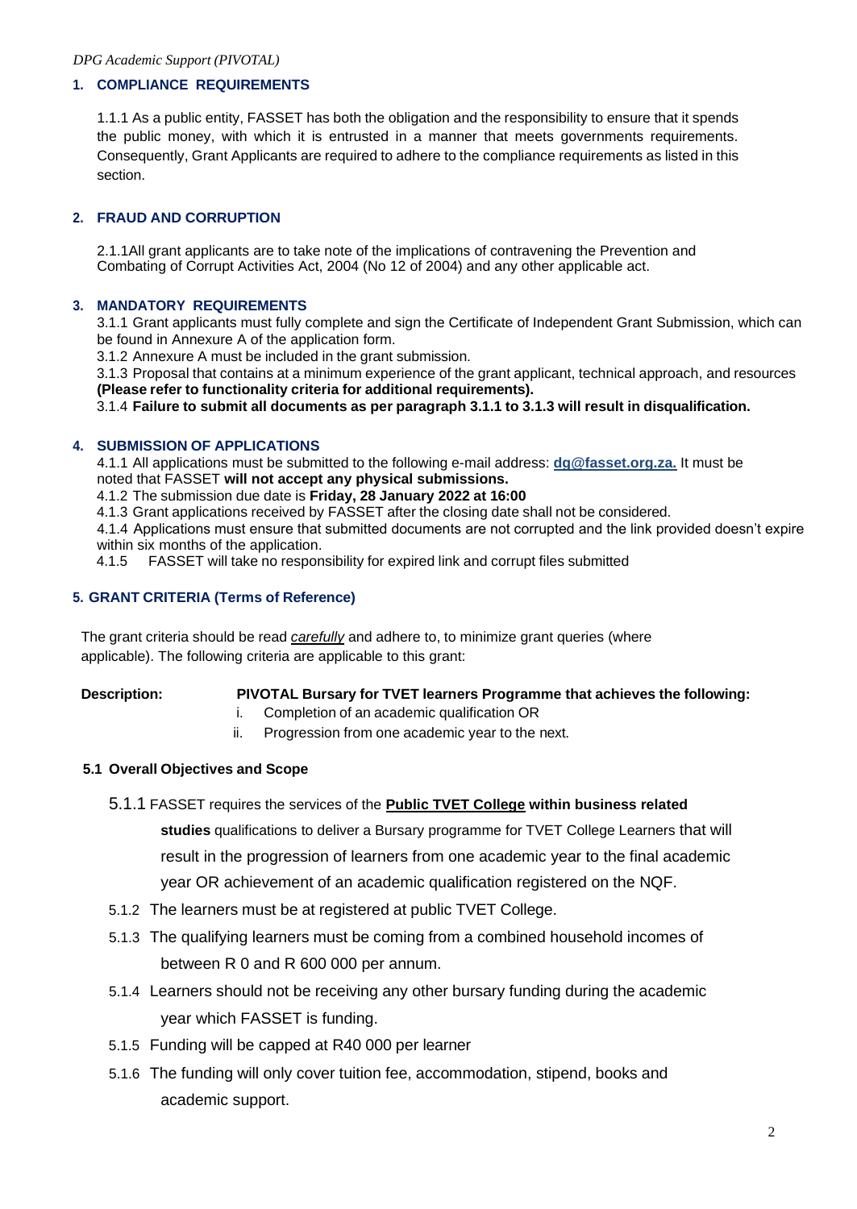## 1. COMPLIANCE REQUIREMENTS

1.1.1 As a public entity, FASSET has both the obligation and the responsibility to ensure that it spends the public money, with which it is entrusted in a manner that meets governments requirements. Consequently, Grant Applicants are required to adhere to the compliance requirements as listed in this section.

## 2. FRAUD AND CORRUPTION

2.1.1All grant applicants are to take note of the implications of contravening the Prevention and Combating of Corrupt Activities Act, 2004 (No 12 of 2004) and any other applicable act.

## 3. MANDATORY REQUIREMENTS

3.1.1 Grant applicants must fully complete and sign the Certificate of Independent Grant Submission, which can be found in Annexure A of the application form.

3.1.2 Annexure A must be included in the grant submission.

3.1.3 Proposal that contains at a minimum experience of the grant applicant, technical approach, and resources **(Please refer to functionality criteria for additional requirements).**

3.1.4 **Failure to submit all documents as per paragraph 3.1.1 to 3.1.3 will result in disqualification.**

## 4. SUBMISSION OF APPLICATIONS

4.1.1 All applications must be submitted to the following e-mail address: **dg@fasset.org.za.** It must be noted that FASSET **will not accept any physical submissions.**

4.1.2 The submission due date is **Friday, 28 January 2022 at 16:00**

4.1.3 Grant applications received by FASSET after the closing date shall not be considered.

4.1.4 Applications must ensure that submitted documents are not corrupted and the link provided doesn't expire within six months of the application.

4.1.5 FASSET will take no responsibility for expired link and corrupt files submitted

## 5. GRANT CRITERIA (Terms of Reference)

The grant criteria should be read *carefully* and adhere to, to minimize grant queries (where applicable). The following criteria are applicable to this grant:

**Description:** **PIVOTAL Bursary for TVET learners Programme that achieves the following:**

i. Completion of an academic qualification OR
ii. Progression from one academic year to the next.

### 5.1 Overall Objectives and Scope

5.1.1 FASSET requires the services of the **Public TVET College within business related studies** qualifications to deliver a Bursary programme for TVET College Learners that will result in the progression of learners from one academic year to the final academic year OR achievement of an academic qualification registered on the NQF.

5.1.2 The learners must be at registered at public TVET College.

5.1.3 The qualifying learners must be coming from a combined household incomes of between R 0 and R 600 000 per annum.

5.1.4 Learners should not be receiving any other bursary funding during the academic year which FASSET is funding.

5.1.5 Funding will be capped at R40 000 per learner

5.1.6 The funding will only cover tuition fee, accommodation, stipend, books and academic support.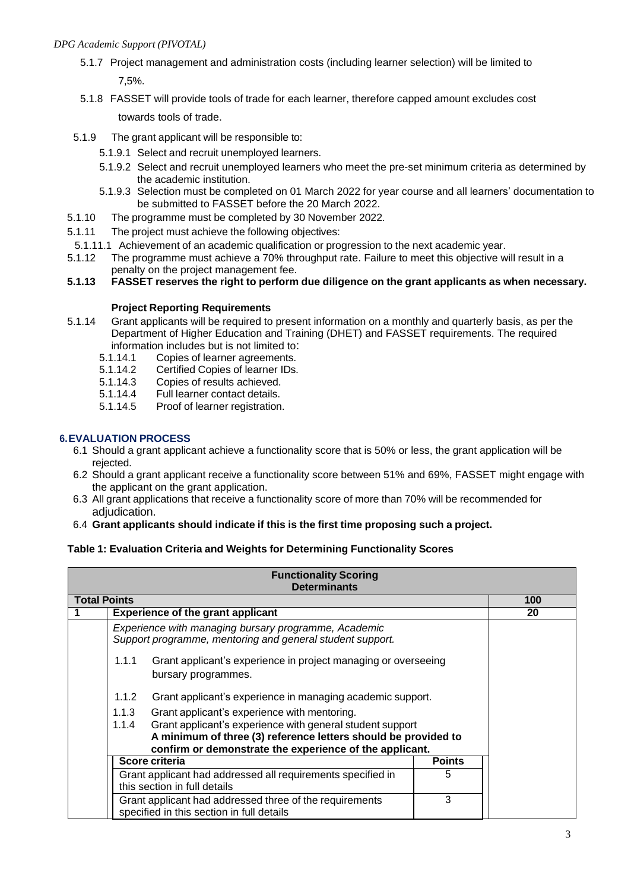5.1.7 Project management and administration costs (including learner selection) will be limited to 7,5%.

5.1.8 FASSET will provide tools of trade for each learner, therefore capped amount excludes cost towards tools of trade.

5.1.9 The grant applicant will be responsible to:

- 5.1.9.1 Select and recruit unemployed learners.
- 5.1.9.2 Select and recruit unemployed learners who meet the pre-set minimum criteria as determined by the academic institution.
- 5.1.9.3 Selection must be completed on 01 March 2022 for year course and all learners' documentation to be submitted to FASSET before the 20 March 2022.

5.1.10 The programme must be completed by 30 November 2022.

5.1.11 The project must achieve the following objectives:

5.1.11.1 Achievement of an academic qualification or progression to the next academic year.

5.1.12 The programme must achieve a 70% throughput rate. Failure to meet this objective will result in a penalty on the project management fee.

**5.1.13 FASSET reserves the right to perform due diligence on the grant applicants as when necessary.**

**Project Reporting Requirements**

5.1.14 Grant applicants will be required to present information on a monthly and quarterly basis, as per the Department of Higher Education and Training (DHET) and FASSET requirements. The required information includes but is not limited to:

- 5.1.14.1 Copies of learner agreements.
- 5.1.14.2 Certified Copies of learner IDs.
- 5.1.14.3 Copies of results achieved.
- 5.1.14.4 Full learner contact details.
- 5.1.14.5 Proof of learner registration.

## 6. EVALUATION PROCESS

6.1 Should a grant applicant achieve a functionality score that is 50% or less, the grant application will be rejected.

6.2 Should a grant applicant receive a functionality score between 51% and 69%, FASSET might engage with the applicant on the grant application.

6.3 All grant applications that receive a functionality score of more than 70% will be recommended for adjudication.

6.4 **Grant applicants should indicate if this is the first time proposing such a project.**

**Table 1: Evaluation Criteria and Weights for Determining Functionality Scores**

| **Functionality Scoring Determinants** | | | |
|---|---|---|---|
| **Total Points** | | | **100** |
| **1** | **Experience of the grant applicant** | | **20** |
| | *Experience with managing bursary programme, Academic Support programme, mentoring and general student support.*<br>1.1.1 Grant applicant's experience in project managing or overseeing bursary programmes.<br>1.1.2 Grant applicant's experience in managing academic support.<br>1.1.3 Grant applicant's experience with mentoring.<br>1.1.4 Grant applicant's experience with general student support<br>**A minimum of three (3) reference letters should be provided to confirm or demonstrate the experience of the applicant.** | | |
| | **Score criteria** | **Points** | |
| | Grant applicant had addressed all requirements specified in this section in full details | 5 | |
| | Grant applicant had addressed three of the requirements specified in this section in full details | 3 | |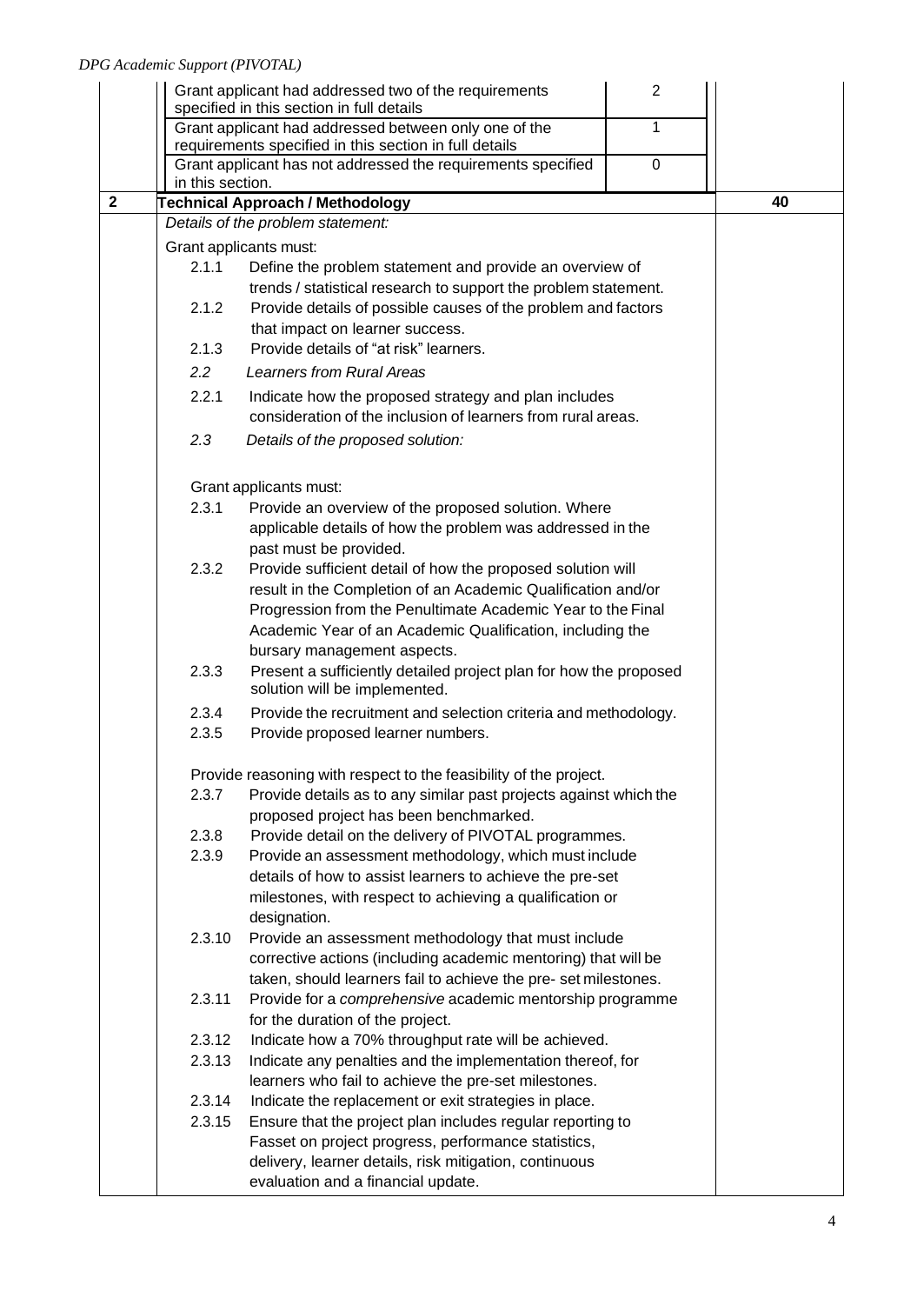| | | | |
|---|---|---|---|
| | Grant applicant had addressed two of the requirements specified in this section in full details | 2 | |
| | Grant applicant had addressed between only one of the requirements specified in this section in full details | 1 | |
| | Grant applicant has not addressed the requirements specified in this section. | 0 | |
| **2** | **Technical Approach / Methodology** | | **40** |

*Details of the problem statement:*

Grant applicants must:

- 2.1.1 Define the problem statement and provide an overview of trends / statistical research to support the problem statement.
- 2.1.2 Provide details of possible causes of the problem and factors that impact on learner success.
- 2.1.3 Provide details of "at risk" learners.

*2.2 Learners from Rural Areas*

- 2.2.1 Indicate how the proposed strategy and plan includes consideration of the inclusion of learners from rural areas.

*2.3 Details of the proposed solution:*

Grant applicants must:

- 2.3.1 Provide an overview of the proposed solution. Where applicable details of how the problem was addressed in the past must be provided.
- 2.3.2 Provide sufficient detail of how the proposed solution will result in the Completion of an Academic Qualification and/or Progression from the Penultimate Academic Year to the Final Academic Year of an Academic Qualification, including the bursary management aspects.
- 2.3.3 Present a sufficiently detailed project plan for how the proposed solution will be implemented.
- 2.3.4 Provide the recruitment and selection criteria and methodology.
- 2.3.5 Provide proposed learner numbers.

Provide reasoning with respect to the feasibility of the project.

- 2.3.7 Provide details as to any similar past projects against which the proposed project has been benchmarked.
- 2.3.8 Provide detail on the delivery of PIVOTAL programmes.
- 2.3.9 Provide an assessment methodology, which must include details of how to assist learners to achieve the pre-set milestones, with respect to achieving a qualification or designation.
- 2.3.10 Provide an assessment methodology that must include corrective actions (including academic mentoring) that will be taken, should learners fail to achieve the pre- set milestones.
- 2.3.11 Provide for a *comprehensive* academic mentorship programme for the duration of the project.
- 2.3.12 Indicate how a 70% throughput rate will be achieved.
- 2.3.13 Indicate any penalties and the implementation thereof, for learners who fail to achieve the pre-set milestones.
- 2.3.14 Indicate the replacement or exit strategies in place.
- 2.3.15 Ensure that the project plan includes regular reporting to Fasset on project progress, performance statistics, delivery, learner details, risk mitigation, continuous evaluation and a financial update.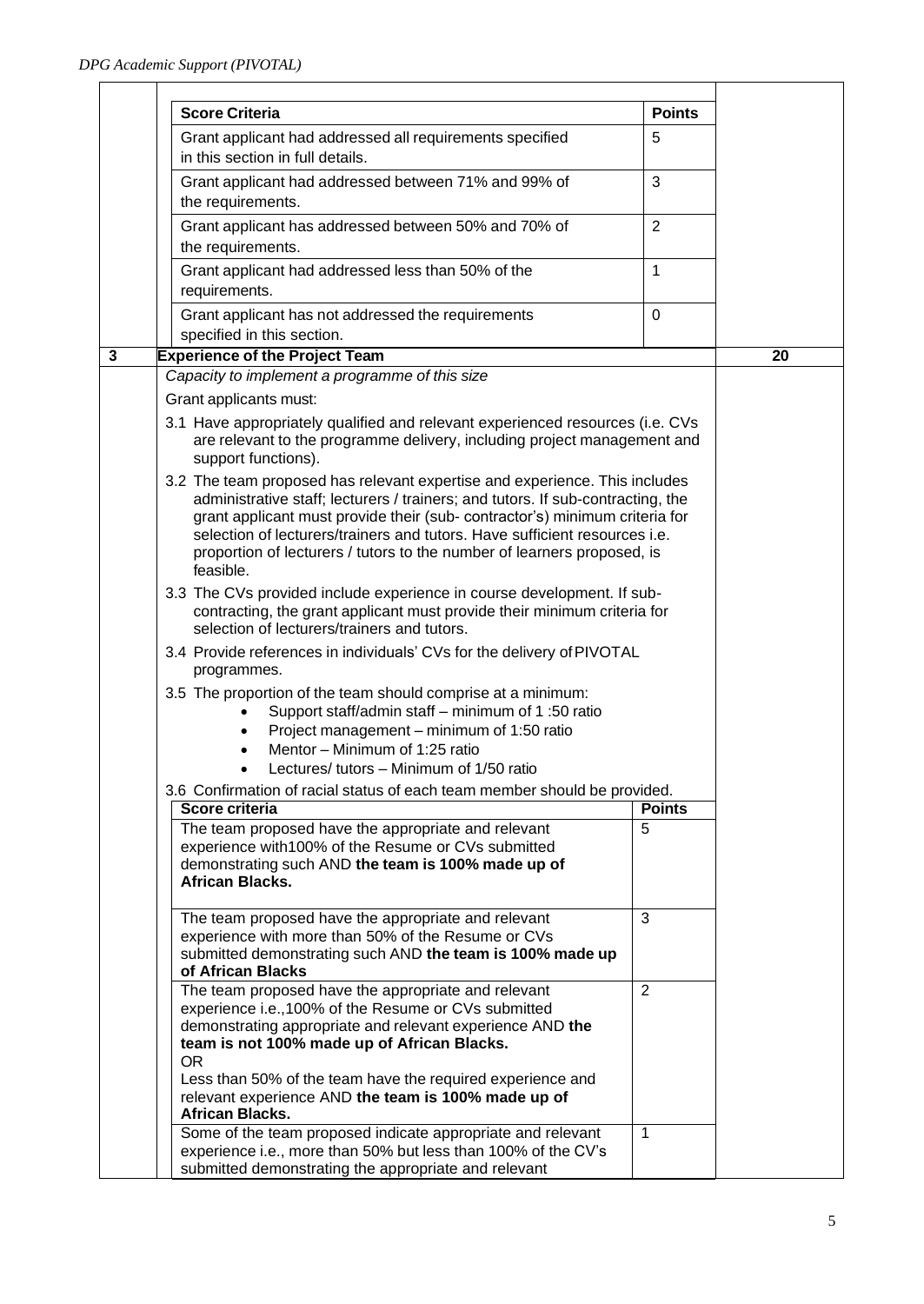| Score Criteria | Points |
|---|---|
| Grant applicant had addressed all requirements specified in this section in full details. | 5 |
| Grant applicant had addressed between 71% and 99% of the requirements. | 3 |
| Grant applicant has addressed between 50% and 70% of the requirements. | 2 |
| Grant applicant had addressed less than 50% of the requirements. | 1 |
| Grant applicant has not addressed the requirements specified in this section. | 0 |

| 3 | **Experience of the Project Team** | **20** |
|---|---|---|

*Capacity to implement a programme of this size*

Grant applicants must:

3.1 Have appropriately qualified and relevant experienced resources (i.e. CVs are relevant to the programme delivery, including project management and support functions).

3.2 The team proposed has relevant expertise and experience. This includes administrative staff; lecturers / trainers; and tutors. If sub-contracting, the grant applicant must provide their (sub- contractor's) minimum criteria for selection of lecturers/trainers and tutors. Have sufficient resources i.e. proportion of lecturers / tutors to the number of learners proposed, is feasible.

3.3 The CVs provided include experience in course development. If sub-contracting, the grant applicant must provide their minimum criteria for selection of lecturers/trainers and tutors.

3.4 Provide references in individuals' CVs for the delivery of PIVOTAL programmes.

3.5 The proportion of the team should comprise at a minimum:

- Support staff/admin staff – minimum of 1 :50 ratio
- Project management – minimum of 1:50 ratio
- Mentor – Minimum of 1:25 ratio
- Lectures/ tutors – Minimum of 1/50 ratio

3.6 Confirmation of racial status of each team member should be provided.

| Score criteria | Points |
|---|---|
| The team proposed have the appropriate and relevant experience with100% of the Resume or CVs submitted demonstrating such AND **the team is 100% made up of African Blacks.** | 5 |
| The team proposed have the appropriate and relevant experience with more than 50% of the Resume or CVs submitted demonstrating such AND **the team is 100% made up of African Blacks** | 3 |
| The team proposed have the appropriate and relevant experience i.e.,100% of the Resume or CVs submitted demonstrating appropriate and relevant experience AND **the team is not 100% made up of African Blacks.**<br>OR<br>Less than 50% of the team have the required experience and relevant experience AND **the team is 100% made up of African Blacks.** | 2 |
| Some of the team proposed indicate appropriate and relevant experience i.e., more than 50% but less than 100% of the CV's submitted demonstrating the appropriate and relevant | 1 |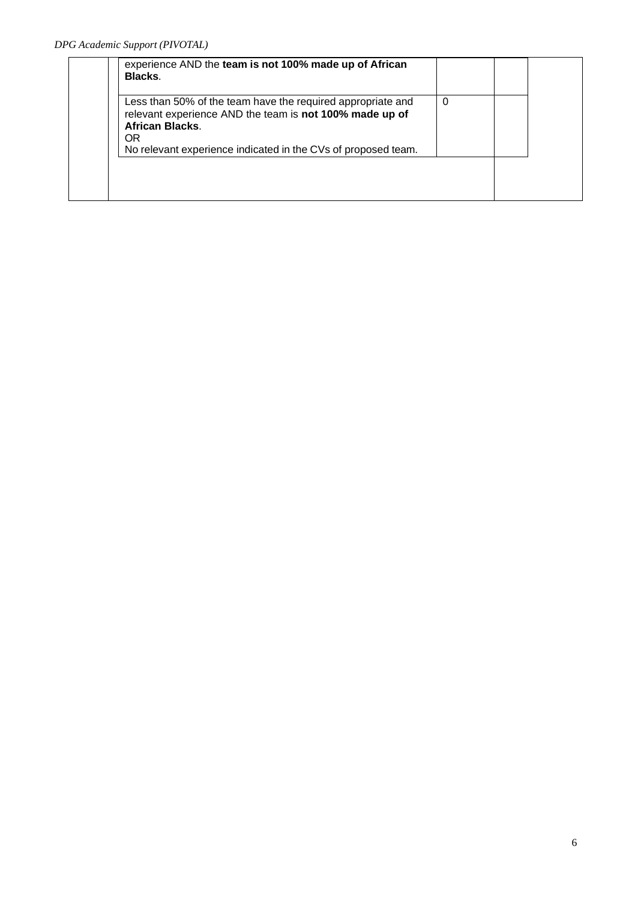| | | | | |
|---|---|---|---|---|
| | experience AND the **team is not 100% made up of African Blacks**. | | | |
| | Less than 50% of the team have the required appropriate and relevant experience AND the team is **not 100% made up of African Blacks**.<br>OR<br>No relevant experience indicated in the CVs of proposed team. | 0 | | |
| | | | | |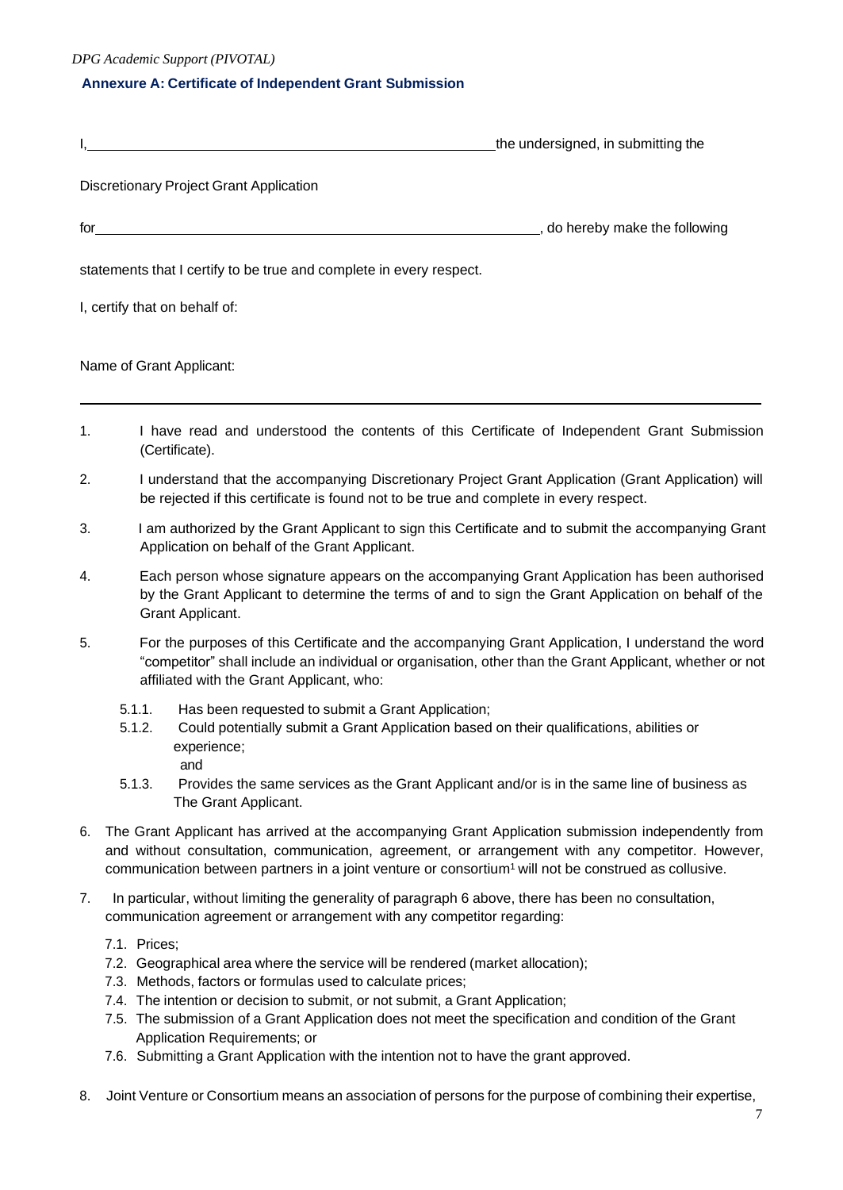### Annexure A: Certificate of Independent Grant Submission

I, \_\_\_\_\_\_\_\_\_\_\_\_\_\_\_\_\_\_\_\_\_\_\_\_\_\_\_\_\_\_\_\_\_\_\_\_\_\_\_\_\_\_\_\_ the undersigned, in submitting the

Discretionary Project Grant Application

for \_\_\_\_\_\_\_\_\_\_\_\_\_\_\_\_\_\_\_\_\_\_\_\_\_\_\_\_\_\_\_\_\_\_\_\_\_\_\_\_\_\_\_\_\_\_\_\_\_\_, do hereby make the following

statements that I certify to be true and complete in every respect.

I, certify that on behalf of:

Name of Grant Applicant:

---

1. I have read and understood the contents of this Certificate of Independent Grant Submission (Certificate).
2. I understand that the accompanying Discretionary Project Grant Application (Grant Application) will be rejected if this certificate is found not to be true and complete in every respect.
3. I am authorized by the Grant Applicant to sign this Certificate and to submit the accompanying Grant Application on behalf of the Grant Applicant.
4. Each person whose signature appears on the accompanying Grant Application has been authorised by the Grant Applicant to determine the terms of and to sign the Grant Application on behalf of the Grant Applicant.
5. For the purposes of this Certificate and the accompanying Grant Application, I understand the word "competitor" shall include an individual or organisation, other than the Grant Applicant, whether or not affiliated with the Grant Applicant, who:
   - 5.1.1. Has been requested to submit a Grant Application;
   - 5.1.2. Could potentially submit a Grant Application based on their qualifications, abilities or experience; and
   - 5.1.3. Provides the same services as the Grant Applicant and/or is in the same line of business as The Grant Applicant.
6. The Grant Applicant has arrived at the accompanying Grant Application submission independently from and without consultation, communication, agreement, or arrangement with any competitor. However, communication between partners in a joint venture or consortium[1] will not be construed as collusive.
7. In particular, without limiting the generality of paragraph 6 above, there has been no consultation, communication agreement or arrangement with any competitor regarding:
   - 7.1. Prices;
   - 7.2. Geographical area where the service will be rendered (market allocation);
   - 7.3. Methods, factors or formulas used to calculate prices;
   - 7.4. The intention or decision to submit, or not submit, a Grant Application;
   - 7.5. The submission of a Grant Application does not meet the specification and condition of the Grant Application Requirements; or
   - 7.6. Submitting a Grant Application with the intention not to have the grant approved.
8. Joint Venture or Consortium means an association of persons for the purpose of combining their expertise,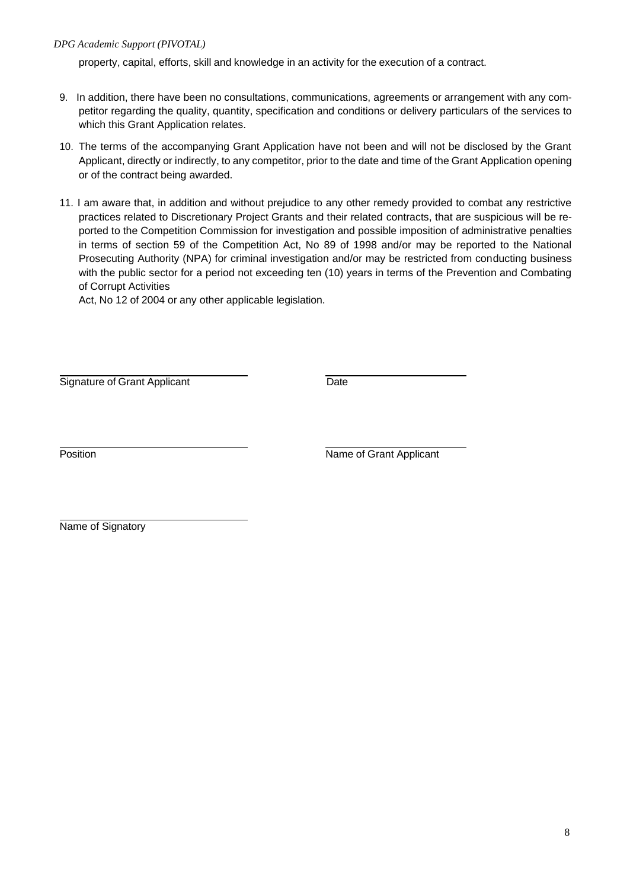property, capital, efforts, skill and knowledge in an activity for the execution of a contract.

9. In addition, there have been no consultations, communications, agreements or arrangement with any competitor regarding the quality, quantity, specification and conditions or delivery particulars of the services to which this Grant Application relates.

10. The terms of the accompanying Grant Application have not been and will not be disclosed by the Grant Applicant, directly or indirectly, to any competitor, prior to the date and time of the Grant Application opening or of the contract being awarded.

11. I am aware that, in addition and without prejudice to any other remedy provided to combat any restrictive practices related to Discretionary Project Grants and their related contracts, that are suspicious will be reported to the Competition Commission for investigation and possible imposition of administrative penalties in terms of section 59 of the Competition Act, No 89 of 1998 and/or may be reported to the National Prosecuting Authority (NPA) for criminal investigation and/or may be restricted from conducting business with the public sector for a period not exceeding ten (10) years in terms of the Prevention and Combating of Corrupt Activities
Act, No 12 of 2004 or any other applicable legislation.

\_\_\_\_\_\_\_\_\_\_\_\_\_\_\_\_\_\_\_\_\_\_\_\_\_\_\_\_\_\_\_\_ \_\_\_\_\_\_\_\_\_\_\_\_\_\_\_\_\_\_\_\_\_\_\_\_\_

Signature of Grant Applicant Date

\_\_\_\_\_\_\_\_\_\_\_\_\_\_\_\_\_\_\_\_\_\_\_\_\_\_\_\_\_\_\_\_ \_\_\_\_\_\_\_\_\_\_\_\_\_\_\_\_\_\_\_\_\_\_\_\_\_

Position Name of Grant Applicant

\_\_\_\_\_\_\_\_\_\_\_\_\_\_\_\_\_\_\_\_\_\_\_\_\_\_\_\_\_\_\_\_

Name of Signatory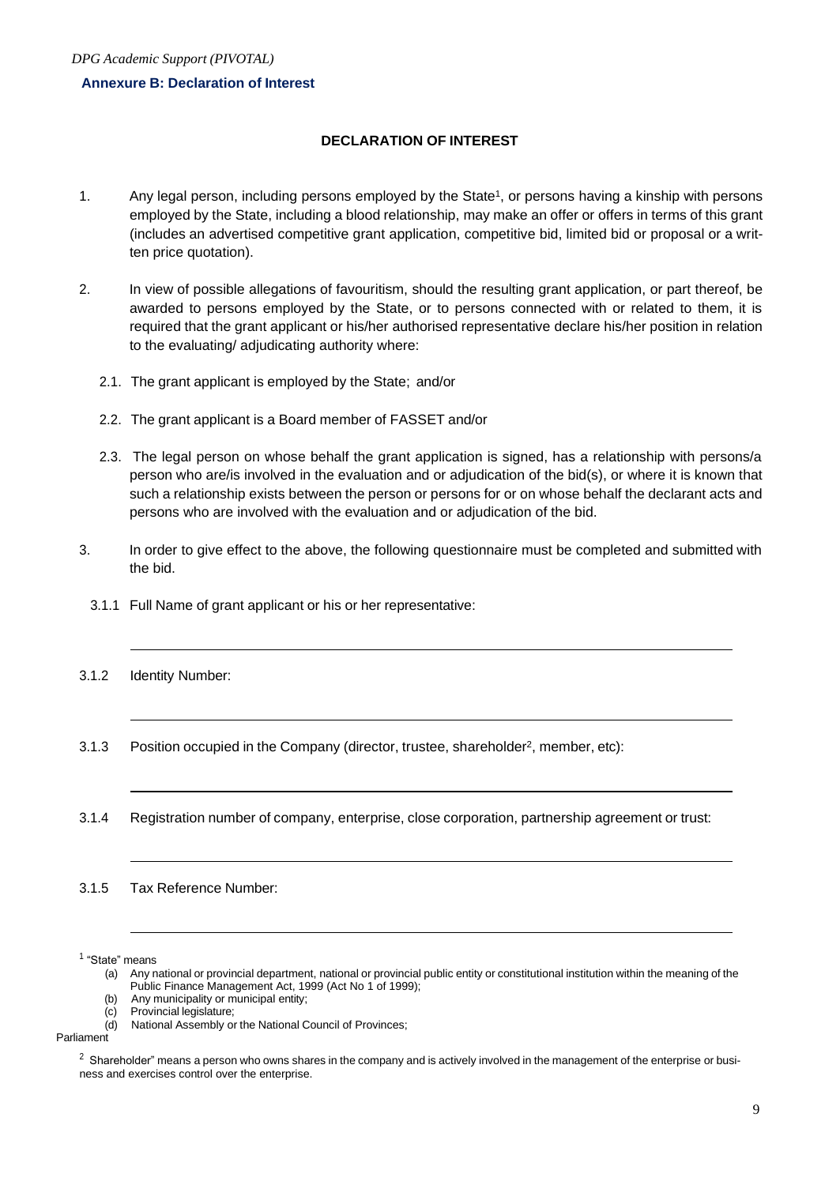**Annexure B: Declaration of Interest**

## DECLARATION OF INTEREST

1. Any legal person, including persons employed by the State[1], or persons having a kinship with persons employed by the State, including a blood relationship, may make an offer or offers in terms of this grant (includes an advertised competitive grant application, competitive bid, limited bid or proposal or a written price quotation).

2. In view of possible allegations of favouritism, should the resulting grant application, or part thereof, be awarded to persons employed by the State, or to persons connected with or related to them, it is required that the grant applicant or his/her authorised representative declare his/her position in relation to the evaluating/ adjudicating authority where:

   2.1. The grant applicant is employed by the State; and/or

   2.2. The grant applicant is a Board member of FASSET and/or

   2.3. The legal person on whose behalf the grant application is signed, has a relationship with persons/a person who are/is involved in the evaluation and or adjudication of the bid(s), or where it is known that such a relationship exists between the person or persons for or on whose behalf the declarant acts and persons who are involved with the evaluation and or adjudication of the bid.

3. In order to give effect to the above, the following questionnaire must be completed and submitted with the bid.

   3.1.1 Full Name of grant applicant or his or her representative:

   ______________________________________________________________

   3.1.2 Identity Number:

   ______________________________________________________________

   3.1.3 Position occupied in the Company (director, trustee, shareholder[2], member, etc):

   ______________________________________________________________

   3.1.4 Registration number of company, enterprise, close corporation, partnership agreement or trust:

   ______________________________________________________________

   3.1.5 Tax Reference Number:

   ______________________________________________________________

---

[1] "State" means

(a) Any national or provincial department, national or provincial public entity or constitutional institution within the meaning of the Public Finance Management Act, 1999 (Act No 1 of 1999);
(b) Any municipality or municipal entity;
(c) Provincial legislature;
(d) National Assembly or the National Council of Provinces;

Parliament

[2] Shareholder" means a person who owns shares in the company and is actively involved in the management of the enterprise or business and exercises control over the enterprise.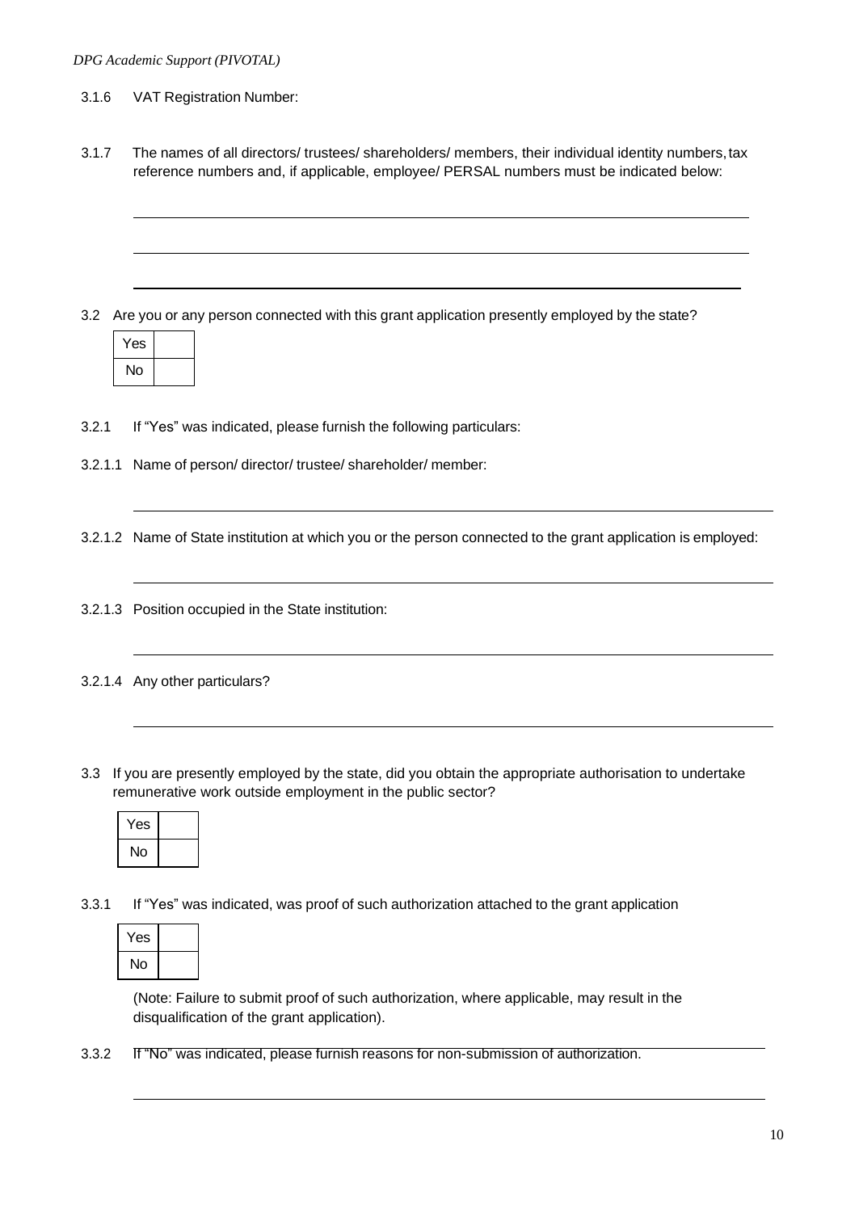3.1.6 VAT Registration Number:

3.1.7 The names of all directors/ trustees/ shareholders/ members, their individual identity numbers, tax reference numbers and, if applicable, employee/ PERSAL numbers must be indicated below:

______________________________________________________________________________

______________________________________________________________________________

______________________________________________________________________________

3.2 Are you or any person connected with this grant application presently employed by the state?

| Yes | |
|---|---|
| No | |

3.2.1 If "Yes" was indicated, please furnish the following particulars:

3.2.1.1 Name of person/ director/ trustee/ shareholder/ member:

______________________________________________________________________________

3.2.1.2 Name of State institution at which you or the person connected to the grant application is employed:

______________________________________________________________________________

3.2.1.3 Position occupied in the State institution:

______________________________________________________________________________

3.2.1.4 Any other particulars?

______________________________________________________________________________

3.3 If you are presently employed by the state, did you obtain the appropriate authorisation to undertake remunerative work outside employment in the public sector?

| Yes | |
|---|---|
| No | |

3.3.1 If "Yes" was indicated, was proof of such authorization attached to the grant application

| Yes | |
|---|---|
| No | |

(Note: Failure to submit proof of such authorization, where applicable, may result in the disqualification of the grant application).

3.3.2 If "No" was indicated, please furnish reasons for non-submission of authorization.

______________________________________________________________________________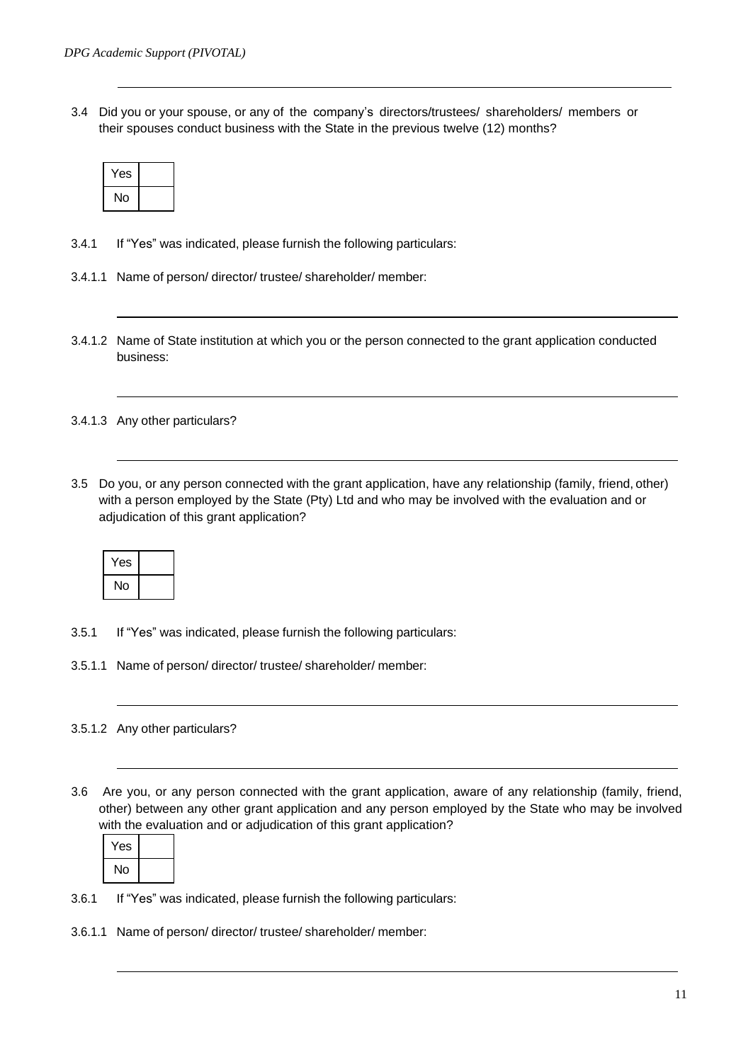3.4 Did you or your spouse, or any of the company's directors/trustees/ shareholders/ members or their spouses conduct business with the State in the previous twelve (12) months?

| Yes | |
|---|---|
| No | |

3.4.1 If "Yes" was indicated, please furnish the following particulars:

3.4.1.1 Name of person/ director/ trustee/ shareholder/ member:

\_\_\_\_\_\_\_\_\_\_\_\_\_\_\_\_\_\_\_\_\_\_\_\_\_\_\_\_\_\_\_\_\_\_\_\_\_\_\_\_\_\_\_\_\_\_\_\_\_\_\_\_\_\_\_\_\_\_\_\_

3.4.1.2 Name of State institution at which you or the person connected to the grant application conducted business:

\_\_\_\_\_\_\_\_\_\_\_\_\_\_\_\_\_\_\_\_\_\_\_\_\_\_\_\_\_\_\_\_\_\_\_\_\_\_\_\_\_\_\_\_\_\_\_\_\_\_\_\_\_\_\_\_\_\_\_\_

3.4.1.3 Any other particulars?

\_\_\_\_\_\_\_\_\_\_\_\_\_\_\_\_\_\_\_\_\_\_\_\_\_\_\_\_\_\_\_\_\_\_\_\_\_\_\_\_\_\_\_\_\_\_\_\_\_\_\_\_\_\_\_\_\_\_\_\_

3.5 Do you, or any person connected with the grant application, have any relationship (family, friend, other) with a person employed by the State (Pty) Ltd and who may be involved with the evaluation and or adjudication of this grant application?

| Yes | |
|---|---|
| No | |

3.5.1 If "Yes" was indicated, please furnish the following particulars:

3.5.1.1 Name of person/ director/ trustee/ shareholder/ member:

\_\_\_\_\_\_\_\_\_\_\_\_\_\_\_\_\_\_\_\_\_\_\_\_\_\_\_\_\_\_\_\_\_\_\_\_\_\_\_\_\_\_\_\_\_\_\_\_\_\_\_\_\_\_\_\_\_\_\_\_

3.5.1.2 Any other particulars?

\_\_\_\_\_\_\_\_\_\_\_\_\_\_\_\_\_\_\_\_\_\_\_\_\_\_\_\_\_\_\_\_\_\_\_\_\_\_\_\_\_\_\_\_\_\_\_\_\_\_\_\_\_\_\_\_\_\_\_\_

3.6 Are you, or any person connected with the grant application, aware of any relationship (family, friend, other) between any other grant application and any person employed by the State who may be involved with the evaluation and or adjudication of this grant application?

| Yes | |
|---|---|
| No | |

3.6.1 If "Yes" was indicated, please furnish the following particulars:

3.6.1.1 Name of person/ director/ trustee/ shareholder/ member:

\_\_\_\_\_\_\_\_\_\_\_\_\_\_\_\_\_\_\_\_\_\_\_\_\_\_\_\_\_\_\_\_\_\_\_\_\_\_\_\_\_\_\_\_\_\_\_\_\_\_\_\_\_\_\_\_\_\_\_\_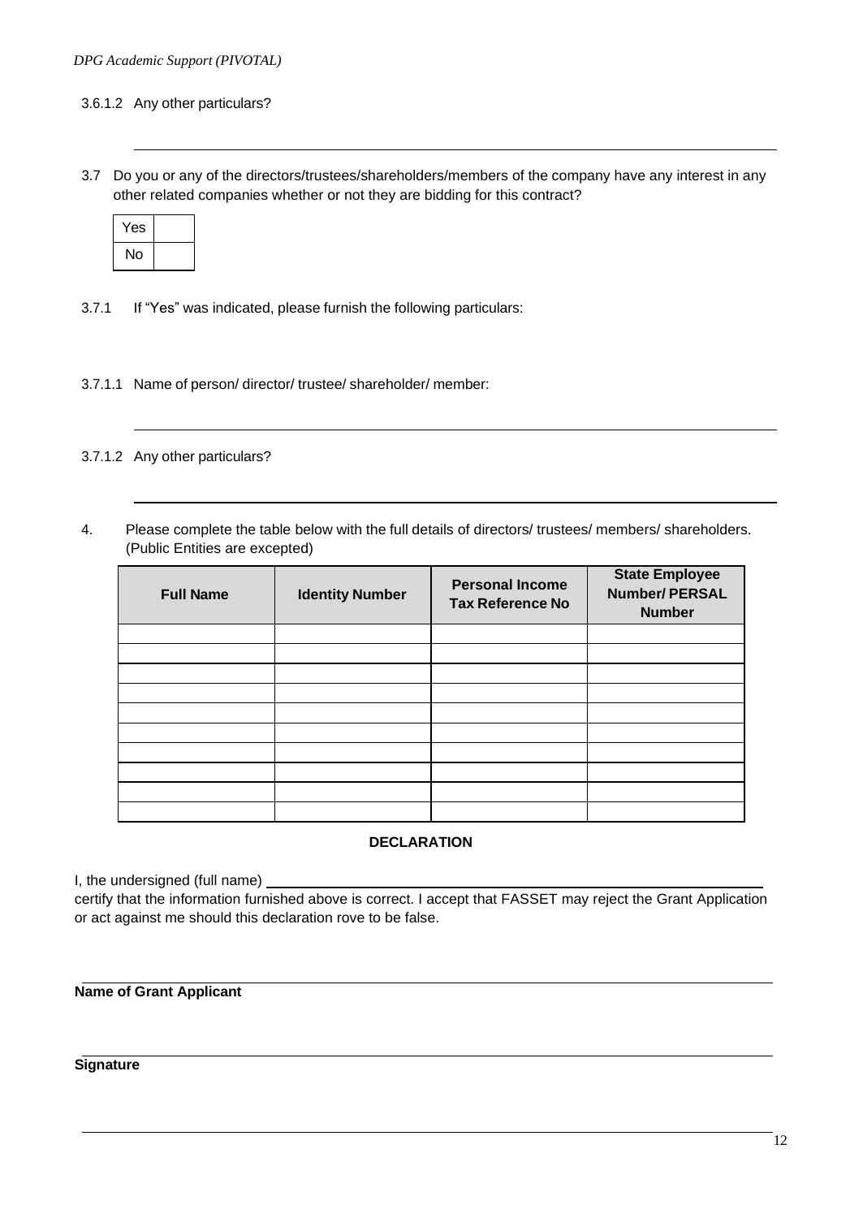3.6.1.2 Any other particulars?

\_\_\_\_\_\_\_\_\_\_\_\_\_\_\_\_\_\_\_\_\_\_\_\_\_\_\_\_\_\_\_\_\_\_\_\_\_\_\_\_\_\_\_\_\_\_\_\_\_\_\_\_\_\_\_\_\_\_\_\_

3.7 Do you or any of the directors/trustees/shareholders/members of the company have any interest in any other related companies whether or not they are bidding for this contract?

| Yes | |
|---|---|
| No | |

3.7.1 If "Yes" was indicated, please furnish the following particulars:

3.7.1.1 Name of person/ director/ trustee/ shareholder/ member:

\_\_\_\_\_\_\_\_\_\_\_\_\_\_\_\_\_\_\_\_\_\_\_\_\_\_\_\_\_\_\_\_\_\_\_\_\_\_\_\_\_\_\_\_\_\_\_\_\_\_\_\_\_\_\_\_\_\_\_\_

3.7.1.2 Any other particulars?

\_\_\_\_\_\_\_\_\_\_\_\_\_\_\_\_\_\_\_\_\_\_\_\_\_\_\_\_\_\_\_\_\_\_\_\_\_\_\_\_\_\_\_\_\_\_\_\_\_\_\_\_\_\_\_\_\_\_\_\_

4. Please complete the table below with the full details of directors/ trustees/ members/ shareholders. (Public Entities are excepted)

| Full Name | Identity Number | Personal Income Tax Reference No | State Employee Number/ PERSAL Number |
|---|---|---|---|
| | | | |
| | | | |
| | | | |
| | | | |
| | | | |
| | | | |
| | | | |
| | | | |
| | | | |
| | | | |

**DECLARATION**

I, the undersigned (full name) \_\_\_\_\_\_\_\_\_\_\_\_\_\_\_\_\_\_\_\_\_\_\_\_\_\_\_\_\_\_\_\_\_\_\_\_\_\_\_\_\_\_\_\_
certify that the information furnished above is correct. I accept that FASSET may reject the Grant Application or act against me should this declaration rove to be false.

\_\_\_\_\_\_\_\_\_\_\_\_\_\_\_\_\_\_\_\_\_\_\_\_\_\_\_\_\_\_\_\_\_\_\_\_\_\_\_\_\_\_\_\_\_\_\_\_\_\_\_\_\_\_\_\_\_\_\_\_

**Name of Grant Applicant**

\_\_\_\_\_\_\_\_\_\_\_\_\_\_\_\_\_\_\_\_\_\_\_\_\_\_\_\_\_\_\_\_\_\_\_\_\_\_\_\_\_\_\_\_\_\_\_\_\_\_\_\_\_\_\_\_\_\_\_\_

**Signature**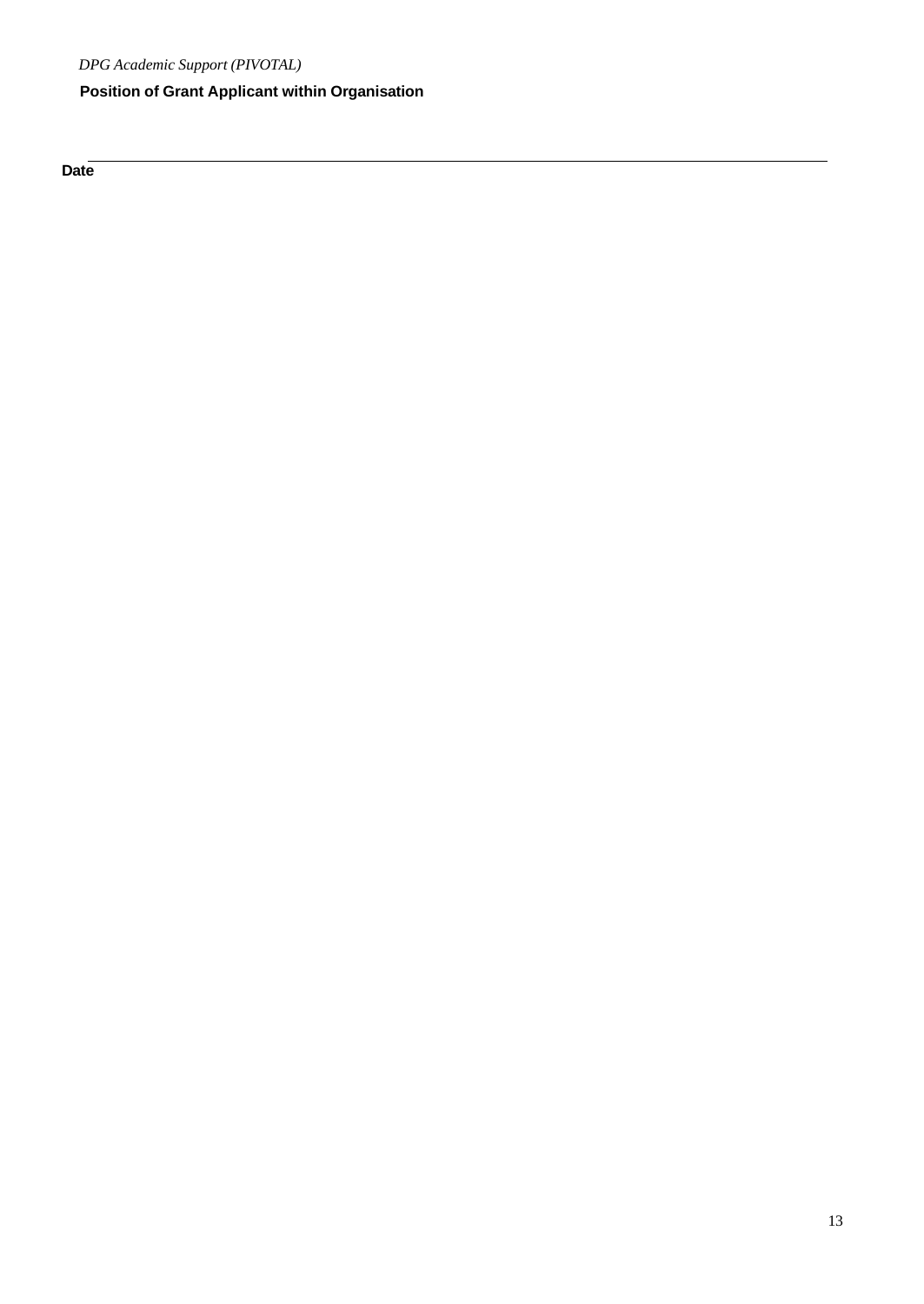*DPG Academic Support (PIVOTAL)*

**Position of Grant Applicant within Organisation**

---

**Date**